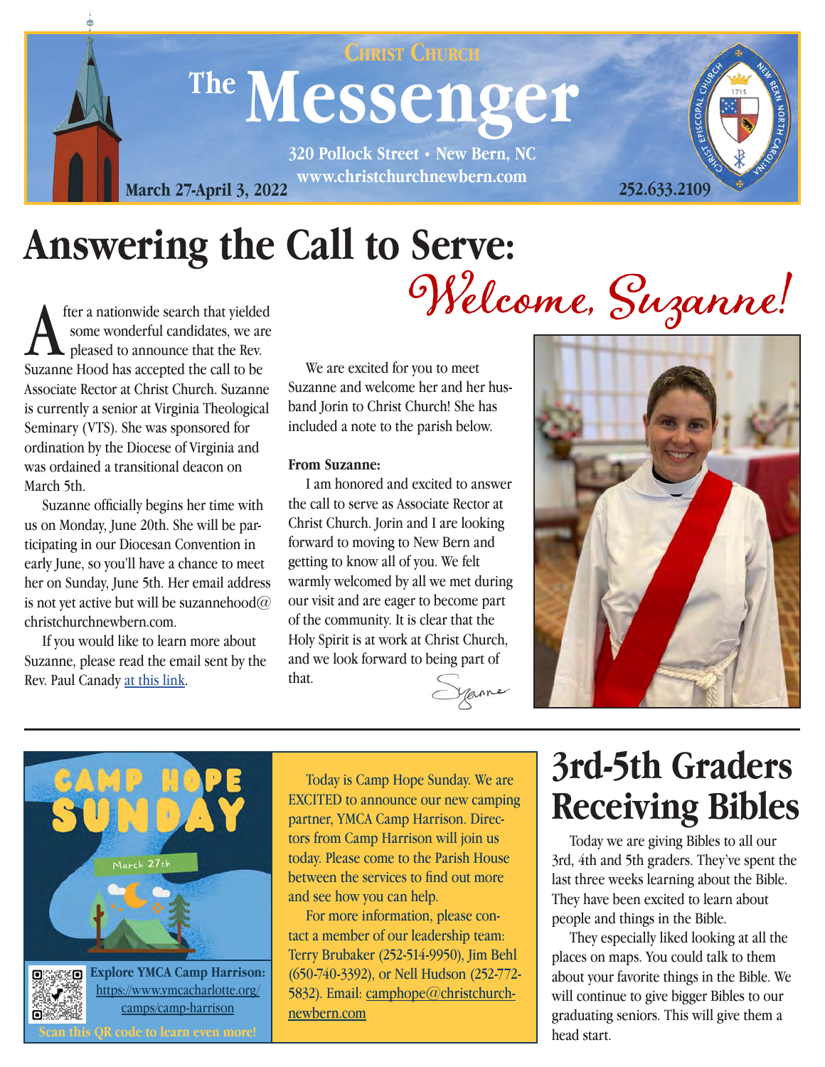# Christ Church The Messenger

320 Pollock Street • New Bern, NC
www.christchurchnewbern.com

March 27-April 3, 2022

252.633.2109

# Answering the Call to Serve: *Welcome, Suzanne!*

After a nationwide search that yielded some wonderful candidates, we are pleased to announce that the Rev. Suzanne Hood has accepted the call to be Associate Rector at Christ Church. Suzanne is currently a senior at Virginia Theological Seminary (VTS). She was sponsored for ordination by the Diocese of Virginia and was ordained a transitional deacon on March 5th.

Suzanne officially begins her time with us on Monday, June 20th. She will be participating in our Diocesan Convention in early June, so you'll have a chance to meet her on Sunday, June 5th. Her email address is not yet active but will be suzannehood@christchurchnewbern.com.

If you would like to learn more about Suzanne, please read the email sent by the Rev. Paul Canady at this link.

We are excited for you to meet Suzanne and welcome her and her husband Jorin to Christ Church! She has included a note to the parish below.

**From Suzanne:**

I am honored and excited to answer the call to serve as Associate Rector at Christ Church. Jorin and I are looking forward to moving to New Bern and getting to know all of you. We felt warmly welcomed by all we met during our visit and are eager to become part of the community. It is clear that the Holy Spirit is at work at Christ Church, and we look forward to being part of that.

Suzanne

---

## Camp Hope Sunday

March 27th

**Explore YMCA Camp Harrison:** https://www.ymcacharlotte.org/camps/camp-harrison

Scan this QR code to learn even more!

Today is Camp Hope Sunday. We are EXCITED to announce our new camping partner, YMCA Camp Harrison. Directors from Camp Harrison will join us today. Please come to the Parish House between the services to find out more and see how you can help.

For more information, please contact a member of our leadership team: Terry Brubaker (252-514-9950), Jim Behl (650-740-3392), or Nell Hudson (252-772-5832). Email: camphope@christchurchnewbern.com

## 3rd-5th Graders Receiving Bibles

Today we are giving Bibles to all our 3rd, 4th and 5th graders. They've spent the last three weeks learning about the Bible. They have been excited to learn about people and things in the Bible.

They especially liked looking at all the places on maps. You could talk to them about your favorite things in the Bible. We will continue to give bigger Bibles to our graduating seniors. This will give them a head start.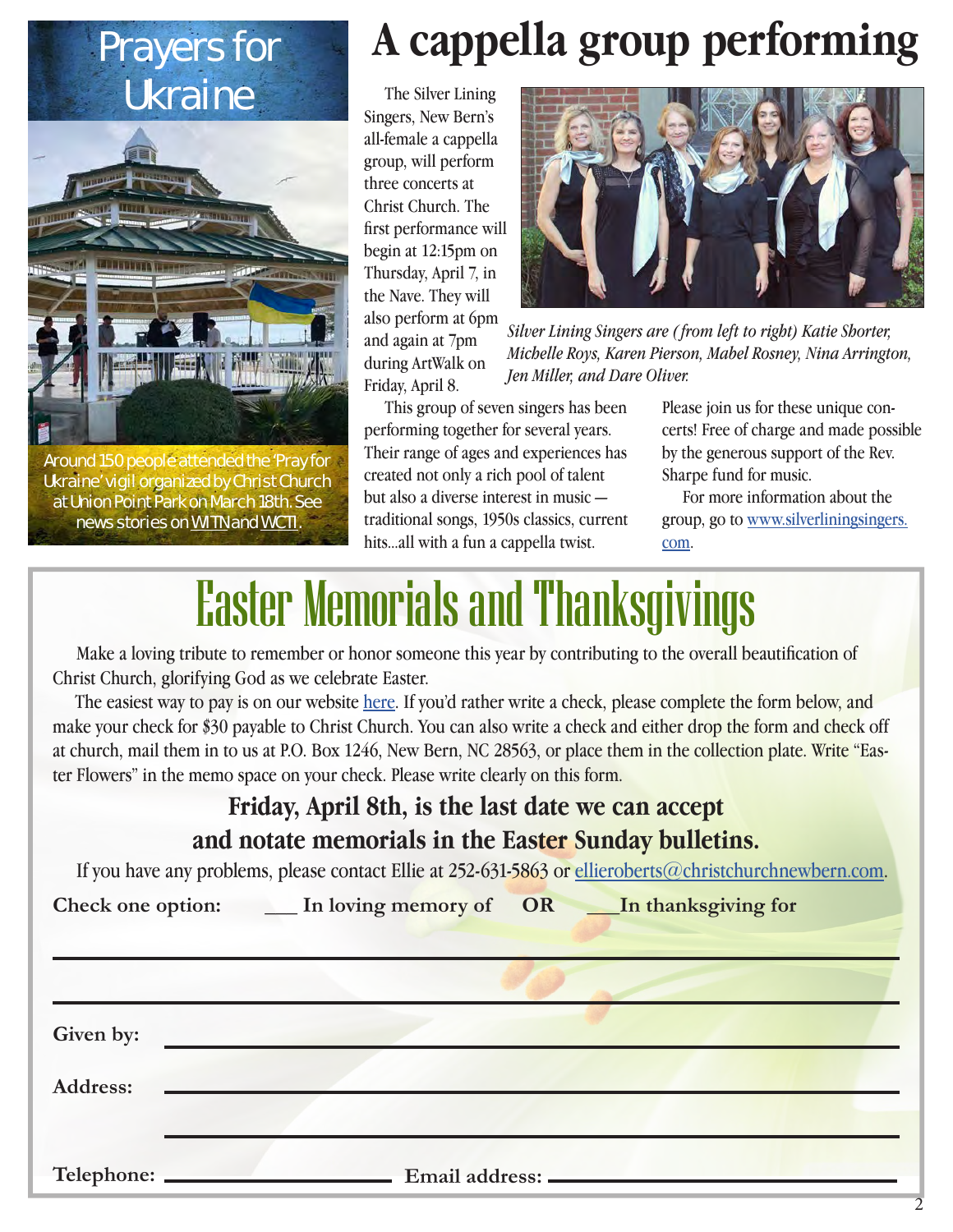## Prayers for Ukraine

Around 150 people attended the 'Pray for Ukraine' vigil organized by Christ Church at Union Point Park on March 18th. See news stories on WITN and WCTI.

# A cappella group performing

The Silver Lining Singers, New Bern's all-female a cappella group, will perform three concerts at Christ Church. The first performance will begin at 12:15pm on Thursday, April 7, in the Nave. They will also perform at 6pm and again at 7pm during ArtWalk on Friday, April 8.

*Silver Lining Singers are (from left to right) Katie Shorter, Michelle Roys, Karen Pierson, Mabel Rosney, Nina Arrington, Jen Miller, and Dare Oliver.*

This group of seven singers has been performing together for several years. Their range of ages and experiences has created not only a rich pool of talent but also a diverse interest in music — traditional songs, 1950s classics, current hits...all with a fun a cappella twist.

Please join us for these unique concerts! Free of charge and made possible by the generous support of the Rev. Sharpe fund for music.

For more information about the group, go to www.silverliningsingers.com.

# Easter Memorials and Thanksgivings

Make a loving tribute to remember or honor someone this year by contributing to the overall beautification of Christ Church, glorifying God as we celebrate Easter.

The easiest way to pay is on our website here. If you'd rather write a check, please complete the form below, and make your check for $30 payable to Christ Church. You can also write a check and either drop the form and check off at church, mail them in to us at P.O. Box 1246, New Bern, NC 28563, or place them in the collection plate. Write "Easter Flowers" in the memo space on your check. Please write clearly on this form.

**Friday, April 8th, is the last date we can accept and notate memorials in the Easter Sunday bulletins.**

If you have any problems, please contact Ellie at 252-631-5863 or ellieroberts@christchurchnewbern.com.

**Check one option:** ___ **In loving memory of** **OR** ___ **In thanksgiving for**

______________________________________________

______________________________________________

**Given by:** ______________________________________________

**Address:** ______________________________________________

______________________________________________

**Telephone:** ____________________ **Email address:** ____________________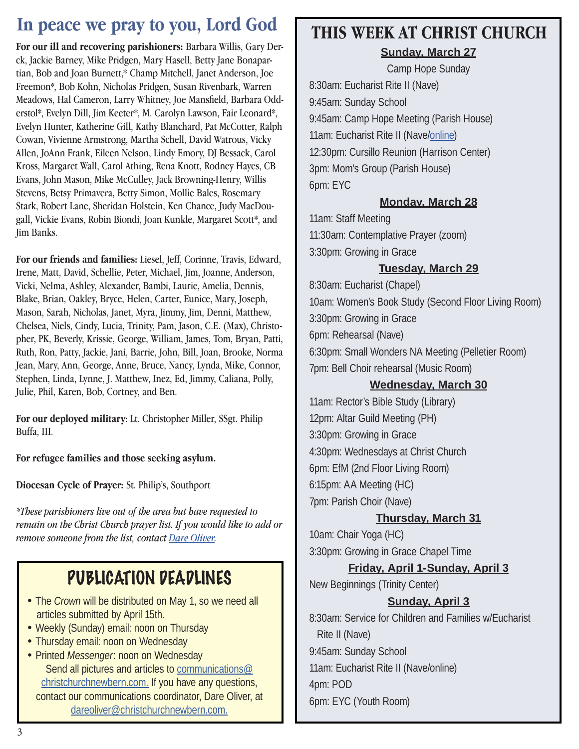# In peace we pray to you, Lord God

**For our ill and recovering parishioners:** Barbara Willis, Gary Derck, Jackie Barney, Mike Pridgen, Mary Hasell, Betty Jane Bonapartian, Bob and Joan Burnett,* Champ Mitchell, Janet Anderson, Joe Freemon*, Bob Kohn, Nicholas Pridgen, Susan Rivenbark, Warren Meadows, Hal Cameron, Larry Whitney, Joe Mansfield, Barbara Odderstol*, Evelyn Dill, Jim Keeter*, M. Carolyn Lawson, Fair Leonard*, Evelyn Hunter, Katherine Gill, Kathy Blanchard, Pat McCotter, Ralph Cowan, Vivienne Armstrong, Martha Schell, David Watrous, Vicky Allen, JoAnn Frank, Eileen Nelson, Lindy Emory, DJ Bessack, Carol Kross, Margaret Wall, Carol Athing, Rena Knott, Rodney Hayes, CB Evans, John Mason, Mike McCulley, Jack Browning-Henry, Willis Stevens, Betsy Primavera, Betty Simon, Mollie Bales, Rosemary Stark, Robert Lane, Sheridan Holstein, Ken Chance, Judy MacDougall, Vickie Evans, Robin Biondi, Joan Kunkle, Margaret Scott*, and Jim Banks.

**For our friends and families:** Liesel, Jeff, Corinne, Travis, Edward, Irene, Matt, David, Schellie, Peter, Michael, Jim, Joanne, Anderson, Vicki, Nelma, Ashley, Alexander, Bambi, Laurie, Amelia, Dennis, Blake, Brian, Oakley, Bryce, Helen, Carter, Eunice, Mary, Joseph, Mason, Sarah, Nicholas, Janet, Myra, Jimmy, Jim, Denni, Matthew, Chelsea, Niels, Cindy, Lucia, Trinity, Pam, Jason, C.E. (Max), Christopher, PK, Beverly, Krissie, George, William, James, Tom, Bryan, Patti, Ruth, Ron, Patty, Jackie, Jani, Barrie, John, Bill, Joan, Brooke, Norma Jean, Mary, Ann, George, Anne, Bruce, Nancy, Lynda, Mike, Connor, Stephen, Linda, Lynne, J. Matthew, Inez, Ed, Jimmy, Caliana, Polly, Julie, Phil, Karen, Bob, Cortney, and Ben.

**For our deployed military**: Lt. Christopher Miller, SSgt. Philip Buffa, III.

**For refugee families and those seeking asylum.**

**Diocesan Cycle of Prayer:** St. Philip's, Southport

*\*These parishioners live out of the area but have requested to remain on the Christ Church prayer list. If you would like to add or remove someone from the list, contact Dare Oliver.*

## PUBLICATION DEADLINES

- The *Crown* will be distributed on May 1, so we need all articles submitted by April 15th.
- Weekly (Sunday) email: noon on Thursday
- Thursday email: noon on Wednesday
- Printed *Messenger*: noon on Wednesday

Send all pictures and articles to communications@christchurchnewbern.com. If you have any questions, contact our communications coordinator, Dare Oliver, at dareoliver@christchurchnewbern.com.

## THIS WEEK AT CHRIST CHURCH

**Sunday, March 27**

Camp Hope Sunday

8:30am: Eucharist Rite II (Nave)
9:45am: Sunday School
9:45am: Camp Hope Meeting (Parish House)
11am: Eucharist Rite II (Nave/online)
12:30pm: Cursillo Reunion (Harrison Center)
3pm: Mom's Group (Parish House)
6pm: EYC

**Monday, March 28**

11am: Staff Meeting
11:30am: Contemplative Prayer (zoom)
3:30pm: Growing in Grace

**Tuesday, March 29**

8:30am: Eucharist (Chapel)
10am: Women's Book Study (Second Floor Living Room)
3:30pm: Growing in Grace
6pm: Rehearsal (Nave)
6:30pm: Small Wonders NA Meeting (Pelletier Room)
7pm: Bell Choir rehearsal (Music Room)

**Wednesday, March 30**

11am: Rector's Bible Study (Library)
12pm: Altar Guild Meeting (PH)
3:30pm: Growing in Grace
4:30pm: Wednesdays at Christ Church
6pm: EfM (2nd Floor Living Room)
6:15pm: AA Meeting (HC)
7pm: Parish Choir (Nave)

**Thursday, March 31**

10am: Chair Yoga (HC)
3:30pm: Growing in Grace Chapel Time

**Friday, April 1-Sunday, April 3**

New Beginnings (Trinity Center)

**Sunday, April 3**

8:30am: Service for Children and Families w/Eucharist Rite II (Nave)
9:45am: Sunday School
11am: Eucharist Rite II (Nave/online)
4pm: POD
6pm: EYC (Youth Room)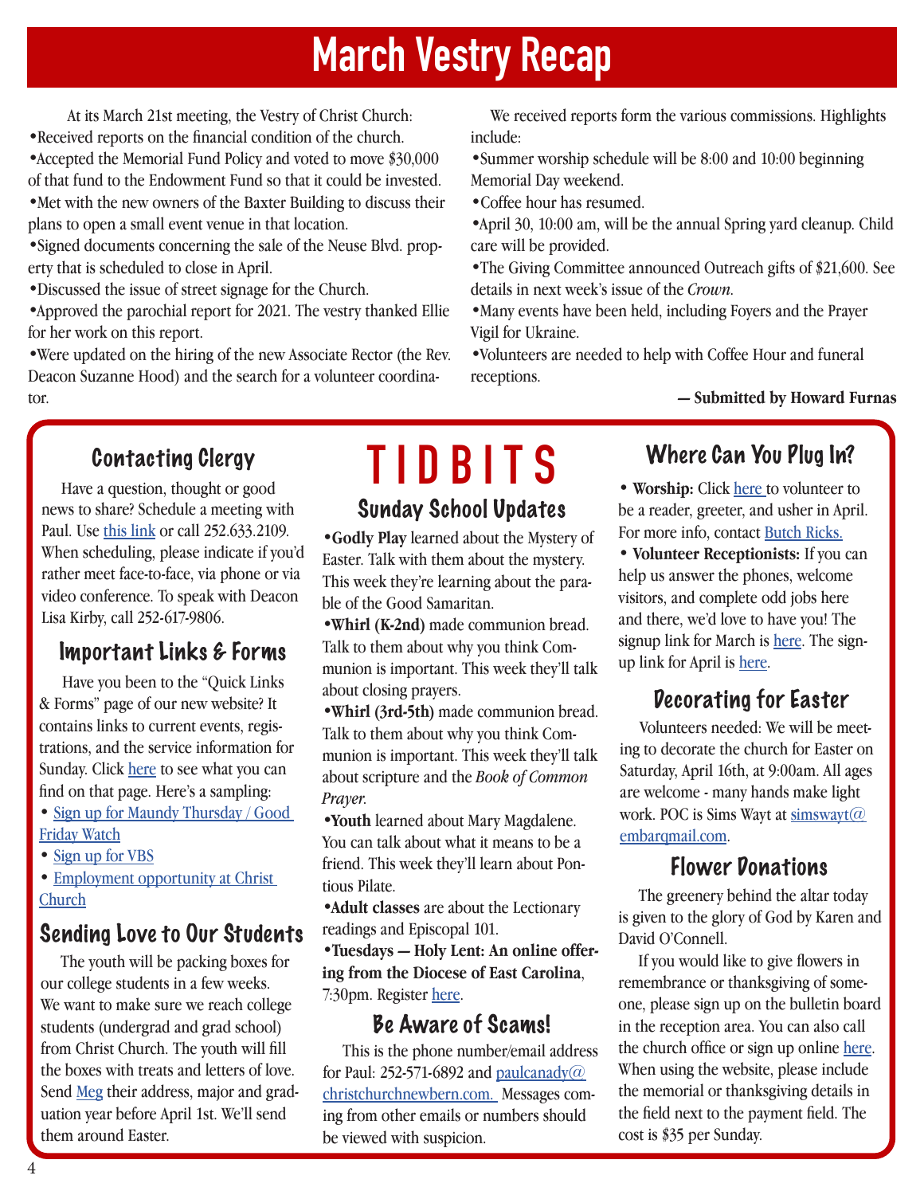# March Vestry Recap

At its March 21st meeting, the Vestry of Christ Church:

•Received reports on the financial condition of the church.
•Accepted the Memorial Fund Policy and voted to move $30,000 of that fund to the Endowment Fund so that it could be invested.
•Met with the new owners of the Baxter Building to discuss their plans to open a small event venue in that location.
•Signed documents concerning the sale of the Neuse Blvd. property that is scheduled to close in April.
•Discussed the issue of street signage for the Church.
•Approved the parochial report for 2021. The vestry thanked Ellie for her work on this report.
•Were updated on the hiring of the new Associate Rector (the Rev. Deacon Suzanne Hood) and the search for a volunteer coordinator.

We received reports form the various commissions. Highlights include:

•Summer worship schedule will be 8:00 and 10:00 beginning Memorial Day weekend.
•Coffee hour has resumed.
•April 30, 10:00 am, will be the annual Spring yard cleanup. Child care will be provided.
•The Giving Committee announced Outreach gifts of $21,600. See details in next week's issue of the *Crown*.
•Many events have been held, including Foyers and the Prayer Vigil for Ukraine.
•Volunteers are needed to help with Coffee Hour and funeral receptions.

**— Submitted by Howard Furnas**

## Contacting Clergy

Have a question, thought or good news to share? Schedule a meeting with Paul. Use this link or call 252.633.2109. When scheduling, please indicate if you'd rather meet face-to-face, via phone or via video conference. To speak with Deacon Lisa Kirby, call 252-617-9806.

## Important Links & Forms

Have you been to the "Quick Links & Forms" page of our new website? It contains links to current events, registrations, and the service information for Sunday. Click here to see what you can find on that page. Here's a sampling:

- Sign up for Maundy Thursday / Good Friday Watch
- Sign up for VBS
- Employment opportunity at Christ Church

## Sending Love to Our Students

The youth will be packing boxes for our college students in a few weeks. We want to make sure we reach college students (undergrad and grad school) from Christ Church. The youth will fill the boxes with treats and letters of love. Send Meg their address, major and graduation year before April 1st. We'll send them around Easter.

# TIDBITS

## Sunday School Updates

•**Godly Play** learned about the Mystery of Easter. Talk with them about the mystery. This week they're learning about the parable of the Good Samaritan.

•**Whirl (K-2nd)** made communion bread. Talk to them about why you think Communion is important. This week they'll talk about closing prayers.

•**Whirl (3rd-5th)** made communion bread. Talk to them about why you think Communion is important. This week they'll talk about scripture and the *Book of Common Prayer*.

•**Youth** learned about Mary Magdalene. You can talk about what it means to be a friend. This week they'll learn about Pontious Pilate.

•**Adult classes** are about the Lectionary readings and Episcopal 101.

•**Tuesdays — Holy Lent: An online offering from the Diocese of East Carolina**, 7:30pm. Register here.

## Be Aware of Scams!

This is the phone number/email address for Paul: 252-571-6892 and paulcanady@christchurchnewbern.com. Messages coming from other emails or numbers should be viewed with suspicion.

## Where Can You Plug In?

• **Worship:** Click here to volunteer to be a reader, greeter, and usher in April. For more info, contact Butch Ricks.

• **Volunteer Receptionists:** If you can help us answer the phones, welcome visitors, and complete odd jobs here and there, we'd love to have you! The signup link for March is here. The signup link for April is here.

## Decorating for Easter

Volunteers needed: We will be meeting to decorate the church for Easter on Saturday, April 16th, at 9:00am. All ages are welcome - many hands make light work. POC is Sims Wayt at simswayt@embarqmail.com.

## Flower Donations

The greenery behind the altar today is given to the glory of God by Karen and David O'Connell.

If you would like to give flowers in remembrance or thanksgiving of someone, please sign up on the bulletin board in the reception area. You can also call the church office or sign up online here. When using the website, please include the memorial or thanksgiving details in the field next to the payment field. The cost is $35 per Sunday.